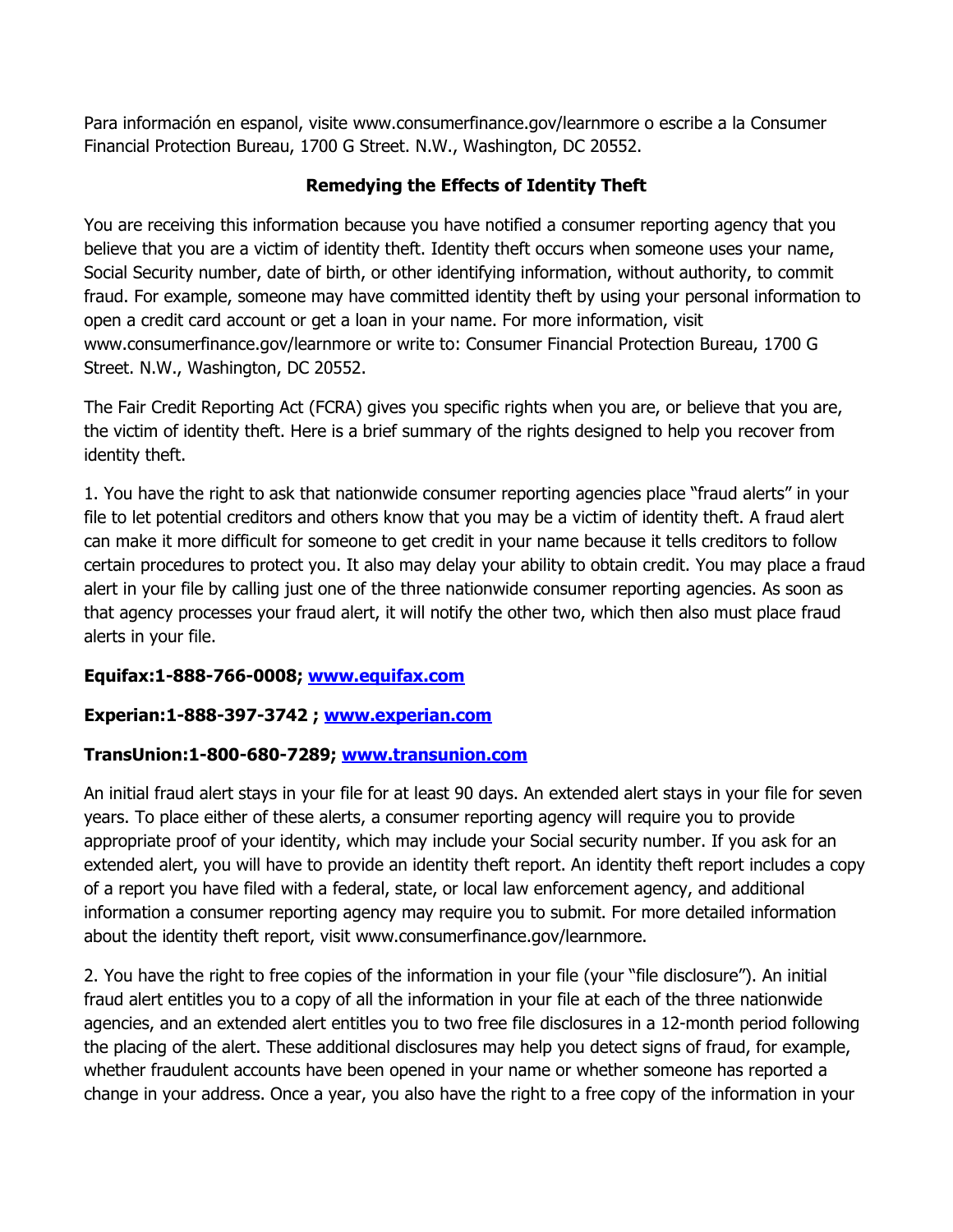Para información en espanol, visite www.consumerfinance.gov/learnmore o escribe a la Consumer Financial Protection Bureau, 1700 G Street. N.W., Washington, DC 20552.

## Remedying the Effects of Identity Theft

You are receiving this information because you have notified a consumer reporting agency that you believe that you are a victim of identity theft. Identity theft occurs when someone uses your name, Social Security number, date of birth, or other identifying information, without authority, to commit fraud. For example, someone may have committed identity theft by using your personal information to open a credit card account or get a loan in your name. For more information, visit www.consumerfinance.gov/learnmore or write to: Consumer Financial Protection Bureau, 1700 G Street. N.W., Washington, DC 20552.

The Fair Credit Reporting Act (FCRA) gives you specific rights when you are, or believe that you are, the victim of identity theft. Here is a brief summary of the rights designed to help you recover from identity theft.

1. You have the right to ask that nationwide consumer reporting agencies place "fraud alerts" in your file to let potential creditors and others know that you may be a victim of identity theft. A fraud alert can make it more difficult for someone to get credit in your name because it tells creditors to follow certain procedures to protect you. It also may delay your ability to obtain credit. You may place a fraud alert in your file by calling just one of the three nationwide consumer reporting agencies. As soon as that agency processes your fraud alert, it will notify the other two, which then also must place fraud alerts in your file.

**Equifax:1-888-766-0008; [www.equifax.com](http://www.equifax.com)**

**Experian:1-888-397-3742 ; [www.experian.com](http://www.experian.com)**

**TransUnion:1-800-680-7289; [www.transunion.com](http://www.transunion.com)**

An initial fraud alert stays in your file for at least 90 days. An extended alert stays in your file for seven years. To place either of these alerts, a consumer reporting agency will require you to provide appropriate proof of your identity, which may include your Social security number. If you ask for an extended alert, you will have to provide an identity theft report. An identity theft report includes a copy of a report you have filed with a federal, state, or local law enforcement agency, and additional information a consumer reporting agency may require you to submit. For more detailed information about the identity theft report, visit www.consumerfinance.gov/learnmore.

2. You have the right to free copies of the information in your file (your "file disclosure"). An initial fraud alert entitles you to a copy of all the information in your file at each of the three nationwide agencies, and an extended alert entitles you to two free file disclosures in a 12-month period following the placing of the alert. These additional disclosures may help you detect signs of fraud, for example, whether fraudulent accounts have been opened in your name or whether someone has reported a change in your address. Once a year, you also have the right to a free copy of the information in your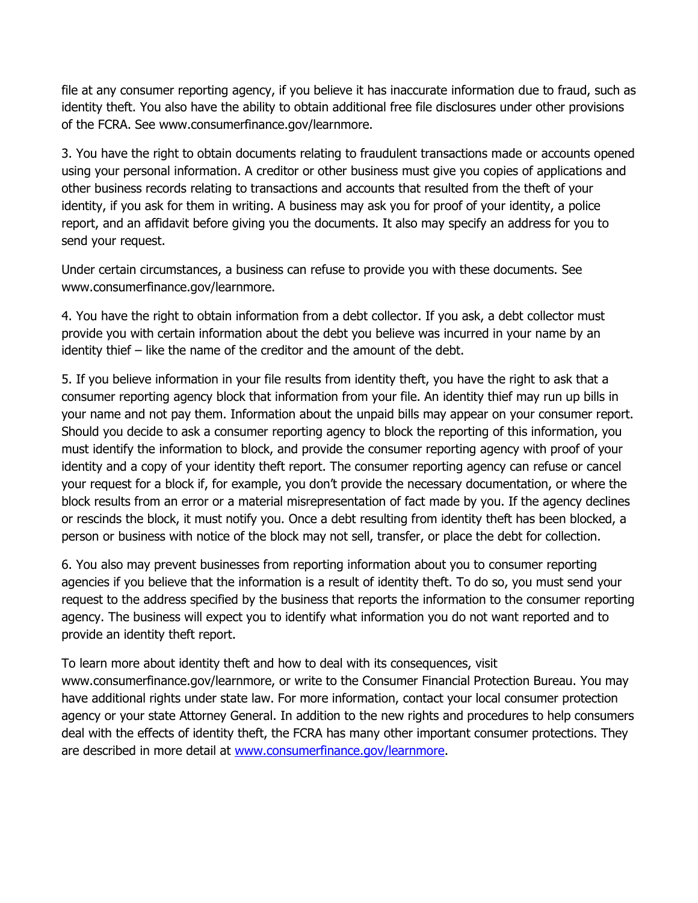file at any consumer reporting agency, if you believe it has inaccurate information due to fraud, such as identity theft. You also have the ability to obtain additional free file disclosures under other provisions of the FCRA. See www.consumerfinance.gov/learnmore.

3. You have the right to obtain documents relating to fraudulent transactions made or accounts opened using your personal information. A creditor or other business must give you copies of applications and other business records relating to transactions and accounts that resulted from the theft of your identity, if you ask for them in writing. A business may ask you for proof of your identity, a police report, and an affidavit before giving you the documents. It also may specify an address for you to send your request.

Under certain circumstances, a business can refuse to provide you with these documents. See www.consumerfinance.gov/learnmore.

4. You have the right to obtain information from a debt collector. If you ask, a debt collector must provide you with certain information about the debt you believe was incurred in your name by an identity thief – like the name of the creditor and the amount of the debt.

5. If you believe information in your file results from identity theft, you have the right to ask that a consumer reporting agency block that information from your file. An identity thief may run up bills in your name and not pay them. Information about the unpaid bills may appear on your consumer report. Should you decide to ask a consumer reporting agency to block the reporting of this information, you must identify the information to block, and provide the consumer reporting agency with proof of your identity and a copy of your identity theft report. The consumer reporting agency can refuse or cancel your request for a block if, for example, you don't provide the necessary documentation, or where the block results from an error or a material misrepresentation of fact made by you. If the agency declines or rescinds the block, it must notify you. Once a debt resulting from identity theft has been blocked, a person or business with notice of the block may not sell, transfer, or place the debt for collection.

6. You also may prevent businesses from reporting information about you to consumer reporting agencies if you believe that the information is a result of identity theft. To do so, you must send your request to the address specified by the business that reports the information to the consumer reporting agency. The business will expect you to identify what information you do not want reported and to provide an identity theft report.

To learn more about identity theft and how to deal with its consequences, visit www.consumerfinance.gov/learnmore, or write to the Consumer Financial Protection Bureau. You may have additional rights under state law. For more information, contact your local consumer protection agency or your state Attorney General. In addition to the new rights and procedures to help consumers deal with the effects of identity theft, the FCRA has many other important consumer protections. They are described in more detail at [www.consumerfinance.gov/learnmore](http://www.consumerfinance.gov/learnmore).